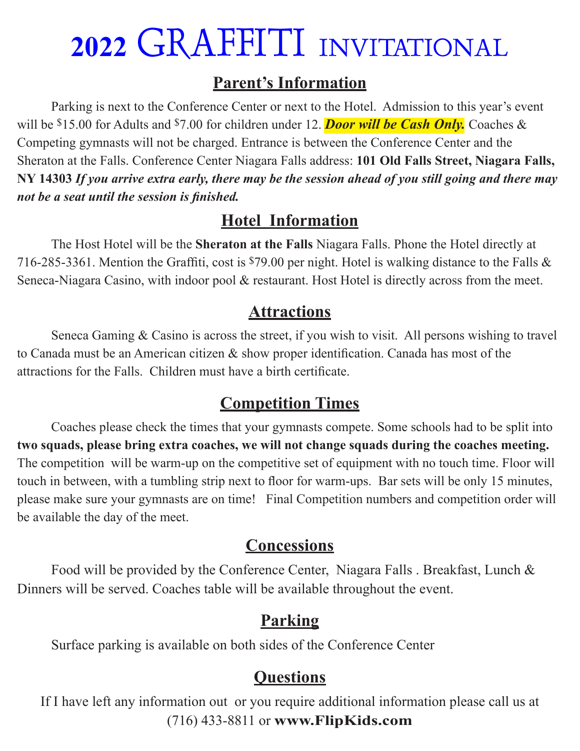# 2022 GRAFFITI INVITATIONAL

## Parent's Information

Parking is next to the Conference Center or next to the Hotel. Admission to this year's event will be $15.00 for Adults and $7.00 for children under 12. ***Door will be Cash Only.*** Coaches & Competing gymnasts will not be charged. Entrance is between the Conference Center and the Sheraton at the Falls. Conference Center Niagara Falls address: **101 Old Falls Street, Niagara Falls, NY 14303** ***If you arrive extra early, there may be the session ahead of you still going and there may not be a seat until the session is finished.***

## Hotel Information

The Host Hotel will be the **Sheraton at the Falls** Niagara Falls. Phone the Hotel directly at 716-285-3361. Mention the Graffiti, cost is $79.00 per night. Hotel is walking distance to the Falls & Seneca-Niagara Casino, with indoor pool & restaurant. Host Hotel is directly across from the meet.

## Attractions

Seneca Gaming & Casino is across the street, if you wish to visit. All persons wishing to travel to Canada must be an American citizen & show proper identification. Canada has most of the attractions for the Falls. Children must have a birth certificate.

## Competition Times

Coaches please check the times that your gymnasts compete. Some schools had to be split into **two squads, please bring extra coaches, we will not change squads during the coaches meeting.** The competition will be warm-up on the competitive set of equipment with no touch time. Floor will touch in between, with a tumbling strip next to floor for warm-ups. Bar sets will be only 15 minutes, please make sure your gymnasts are on time! Final Competition numbers and competition order will be available the day of the meet.

## Concessions

Food will be provided by the Conference Center, Niagara Falls . Breakfast, Lunch & Dinners will be served. Coaches table will be available throughout the event.

## Parking

Surface parking is available on both sides of the Conference Center

## Questions

If I have left any information out or you require additional information please call us at (716) 433-8811 or **www.FlipKids.com**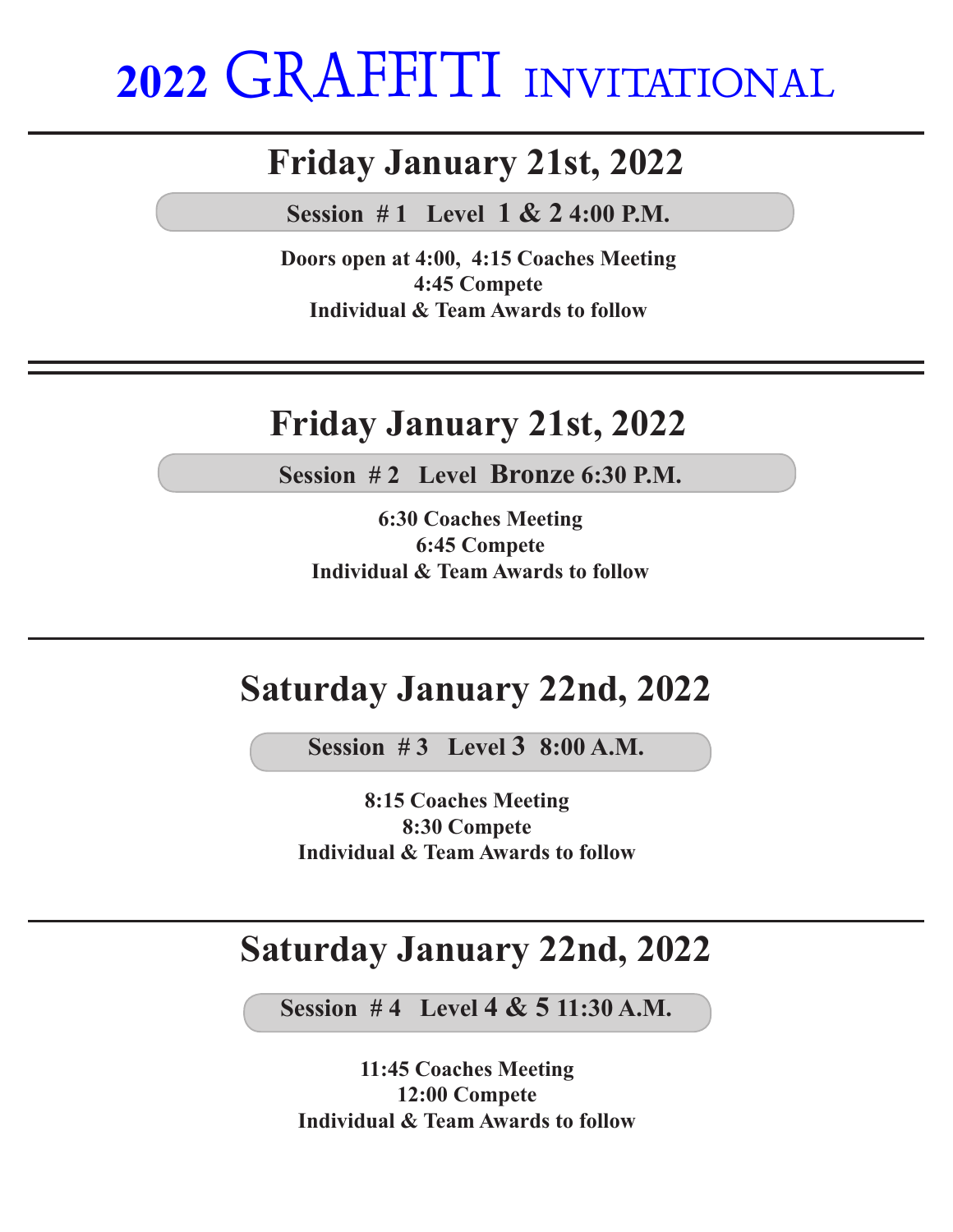# 2022 GRAFFITI INVITATIONAL

---

## Friday January 21st, 2022

**Session # 1 Level 1 & 2 4:00 P.M.**

**Doors open at 4:00, 4:15 Coaches Meeting**
**4:45 Compete**
**Individual & Team Awards to follow**

---

## Friday January 21st, 2022

**Session # 2 Level Bronze 6:30 P.M.**

**6:30 Coaches Meeting**
**6:45 Compete**
**Individual & Team Awards to follow**

---

## Saturday January 22nd, 2022

**Session # 3 Level 3 8:00 A.M.**

**8:15 Coaches Meeting**
**8:30 Compete**
**Individual & Team Awards to follow**

---

## Saturday January 22nd, 2022

**Session # 4 Level 4 & 5 11:30 A.M.**

**11:45 Coaches Meeting**
**12:00 Compete**
**Individual & Team Awards to follow**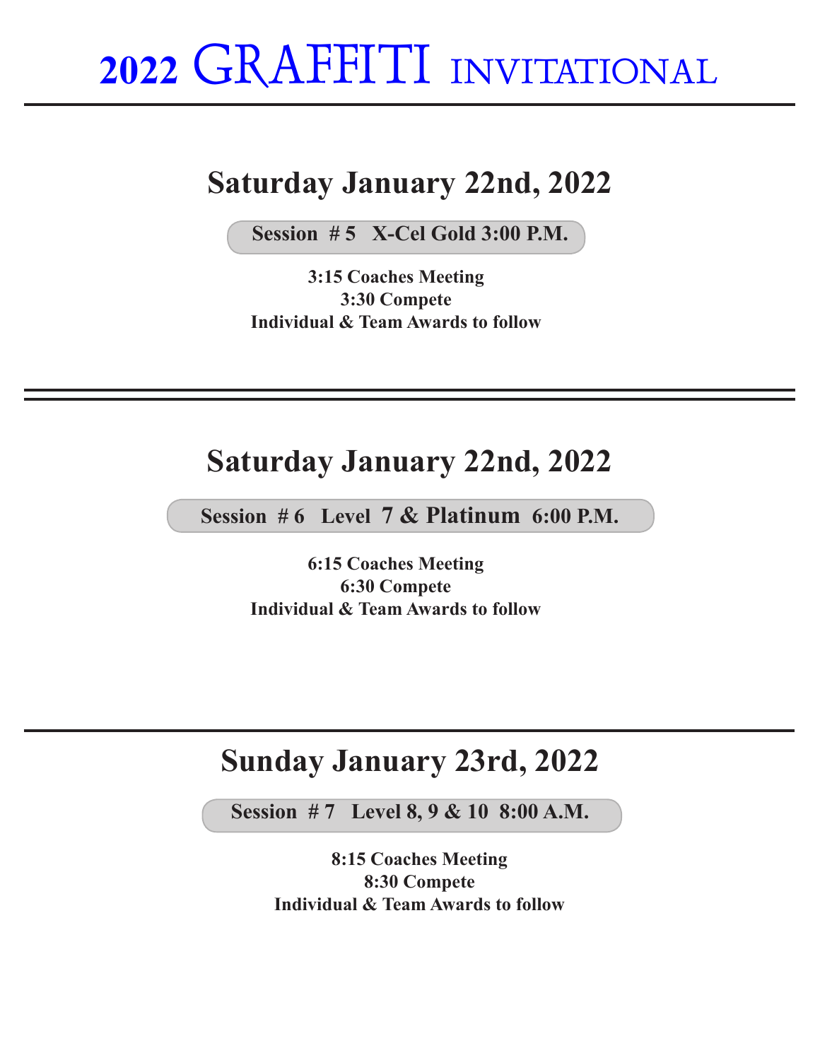# 2022 GRAFFITI INVITATIONAL

---

## Saturday January 22nd, 2022

**Session # 5 X-Cel Gold 3:00 P.M.**

**3:15 Coaches Meeting**
**3:30 Compete**
**Individual & Team Awards to follow**

---

## Saturday January 22nd, 2022

**Session # 6 Level 7 & Platinum 6:00 P.M.**

**6:15 Coaches Meeting**
**6:30 Compete**
**Individual & Team Awards to follow**

---

## Sunday January 23rd, 2022

**Session # 7 Level 8, 9 & 10 8:00 A.M.**

**8:15 Coaches Meeting**
**8:30 Compete**
**Individual & Team Awards to follow**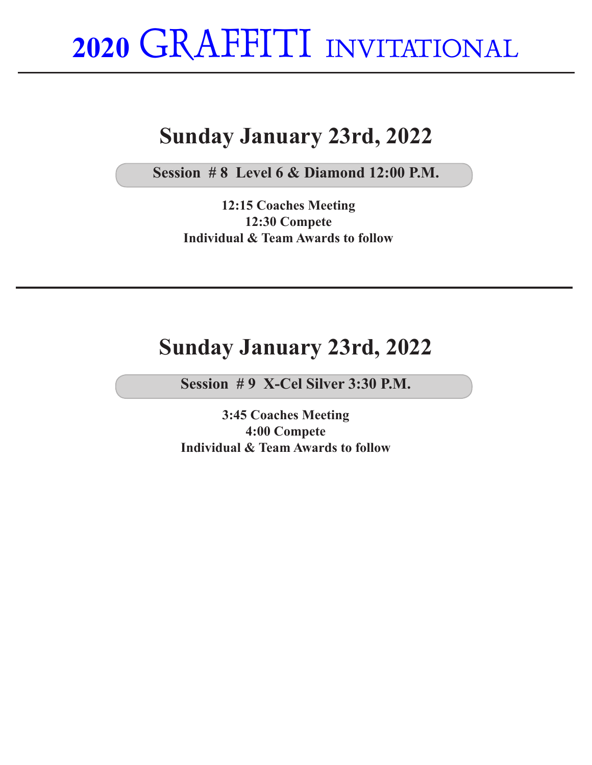# 2020 GRAFFITI INVITATIONAL

---

## Sunday January 23rd, 2022

**Session # 8 Level 6 & Diamond 12:00 P.M.**

**12:15 Coaches Meeting**
**12:30 Compete**
**Individual & Team Awards to follow**

---

## Sunday January 23rd, 2022

**Session # 9 X-Cel Silver 3:30 P.M.**

**3:45 Coaches Meeting**
**4:00 Compete**
**Individual & Team Awards to follow**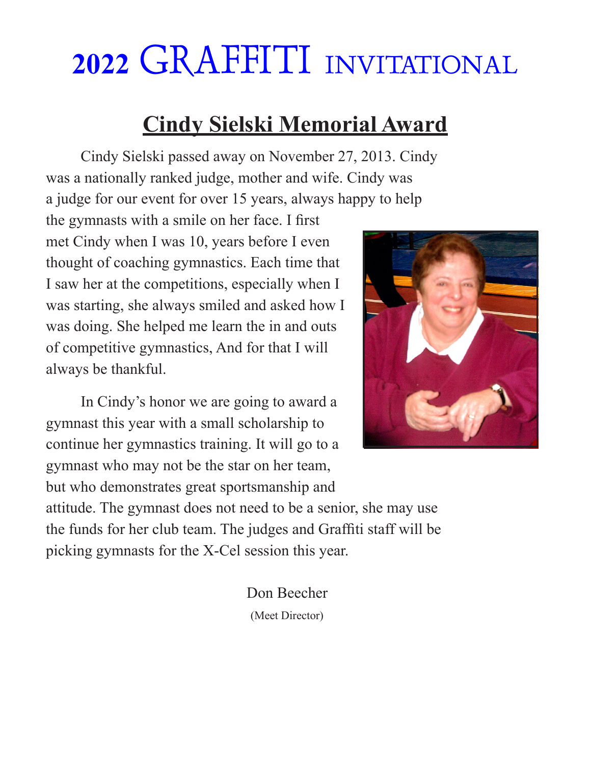# 2022 GRAFFITI INVITATIONAL

## Cindy Sielski Memorial Award

Cindy Sielski passed away on November 27, 2013. Cindy was a nationally ranked judge, mother and wife. Cindy was a judge for our event for over 15 years, always happy to help the gymnasts with a smile on her face. I first met Cindy when I was 10, years before I even thought of coaching gymnastics. Each time that I saw her at the competitions, especially when I was starting, she always smiled and asked how I was doing. She helped me learn the in and outs of competitive gymnastics, And for that I will always be thankful.

In Cindy's honor we are going to award a gymnast this year with a small scholarship to continue her gymnastics training. It will go to a gymnast who may not be the star on her team, but who demonstrates great sportsmanship and attitude. The gymnast does not need to be a senior, she may use the funds for her club team. The judges and Graffiti staff will be picking gymnasts for the X-Cel session this year.

Don Beecher

(Meet Director)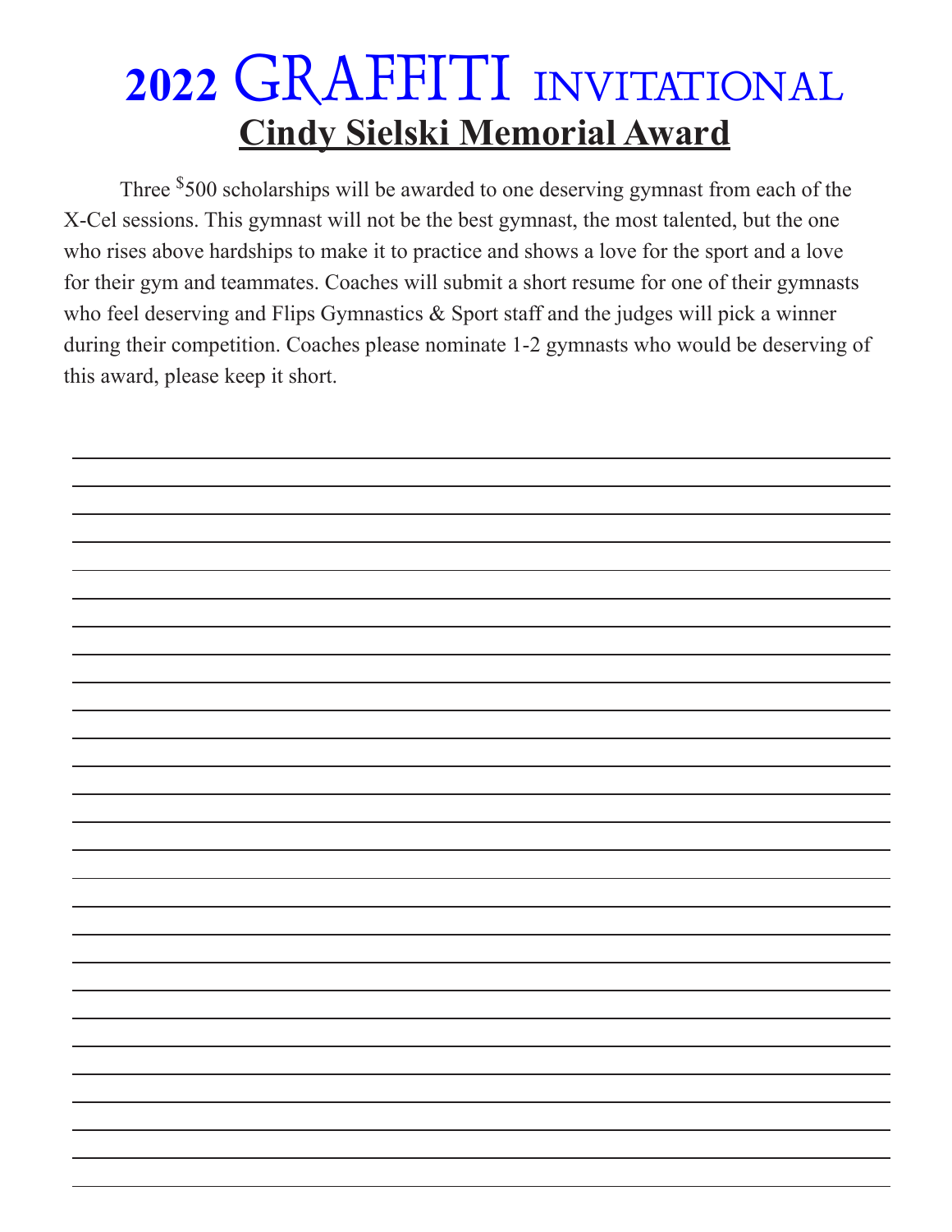# 2022 GRAFFITI INVITATIONAL

## Cindy Sielski Memorial Award

Three $500 scholarships will be awarded to one deserving gymnast from each of the X-Cel sessions. This gymnast will not be the best gymnast, the most talented, but the one who rises above hardships to make it to practice and shows a love for the sport and a love for their gym and teammates. Coaches will submit a short resume for one of their gymnasts who feel deserving and Flips Gymnastics & Sport staff and the judges will pick a winner during their competition. Coaches please nominate 1-2 gymnasts who would be deserving of this award, please keep it short.